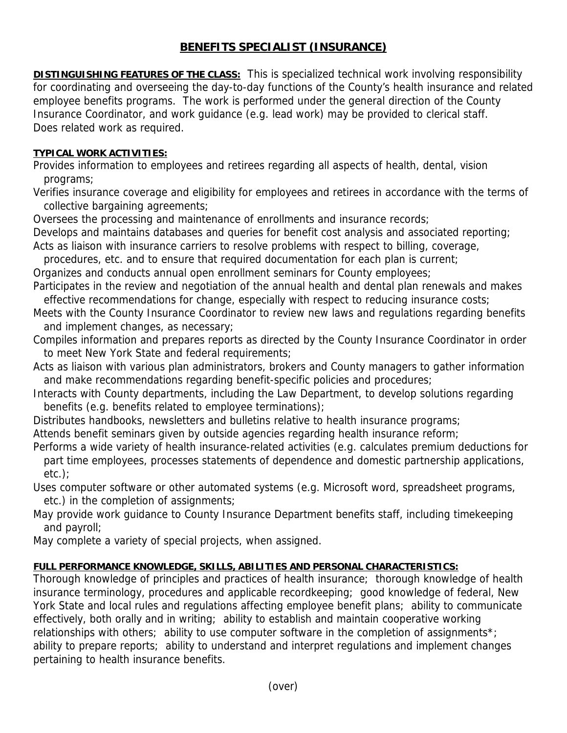# BENEFITS SPECIALIST (INSURANCE)

**DISTINGUISHING FEATURES OF THE CLASS:** This is specialized technical work involving responsibility for coordinating and overseeing the day-to-day functions of the County's health insurance and related employee benefits programs. The work is performed under the general direction of the County Insurance Coordinator, and work guidance (e.g. lead work) may be provided to clerical staff. Does related work as required.

**TYPICAL WORK ACTIVITIES:**

Provides information to employees and retirees regarding all aspects of health, dental, vision programs;

Verifies insurance coverage and eligibility for employees and retirees in accordance with the terms of collective bargaining agreements;

Oversees the processing and maintenance of enrollments and insurance records;

Develops and maintains databases and queries for benefit cost analysis and associated reporting;

Acts as liaison with insurance carriers to resolve problems with respect to billing, coverage, procedures, etc. and to ensure that required documentation for each plan is current;

Organizes and conducts annual open enrollment seminars for County employees;

Participates in the review and negotiation of the annual health and dental plan renewals and makes effective recommendations for change, especially with respect to reducing insurance costs;

Meets with the County Insurance Coordinator to review new laws and regulations regarding benefits and implement changes, as necessary;

Compiles information and prepares reports as directed by the County Insurance Coordinator in order to meet New York State and federal requirements;

Acts as liaison with various plan administrators, brokers and County managers to gather information and make recommendations regarding benefit-specific policies and procedures;

Interacts with County departments, including the Law Department, to develop solutions regarding benefits (e.g. benefits related to employee terminations);

Distributes handbooks, newsletters and bulletins relative to health insurance programs;

Attends benefit seminars given by outside agencies regarding health insurance reform;

Performs a wide variety of health insurance-related activities (e.g. calculates premium deductions for part time employees, processes statements of dependence and domestic partnership applications, etc.);

Uses computer software or other automated systems (e.g. Microsoft word, spreadsheet programs, etc.) in the completion of assignments;

May provide work guidance to County Insurance Department benefits staff, including timekeeping and payroll;

May complete a variety of special projects, when assigned.

**FULL PERFORMANCE KNOWLEDGE, SKILLS, ABILITIES AND PERSONAL CHARACTERISTICS:**

Thorough knowledge of principles and practices of health insurance; thorough knowledge of health insurance terminology, procedures and applicable recordkeeping; good knowledge of federal, New York State and local rules and regulations affecting employee benefit plans; ability to communicate effectively, both orally and in writing; ability to establish and maintain cooperative working relationships with others; ability to use computer software in the completion of assignments*; ability to prepare reports; ability to understand and interpret regulations and implement changes pertaining to health insurance benefits.

(over)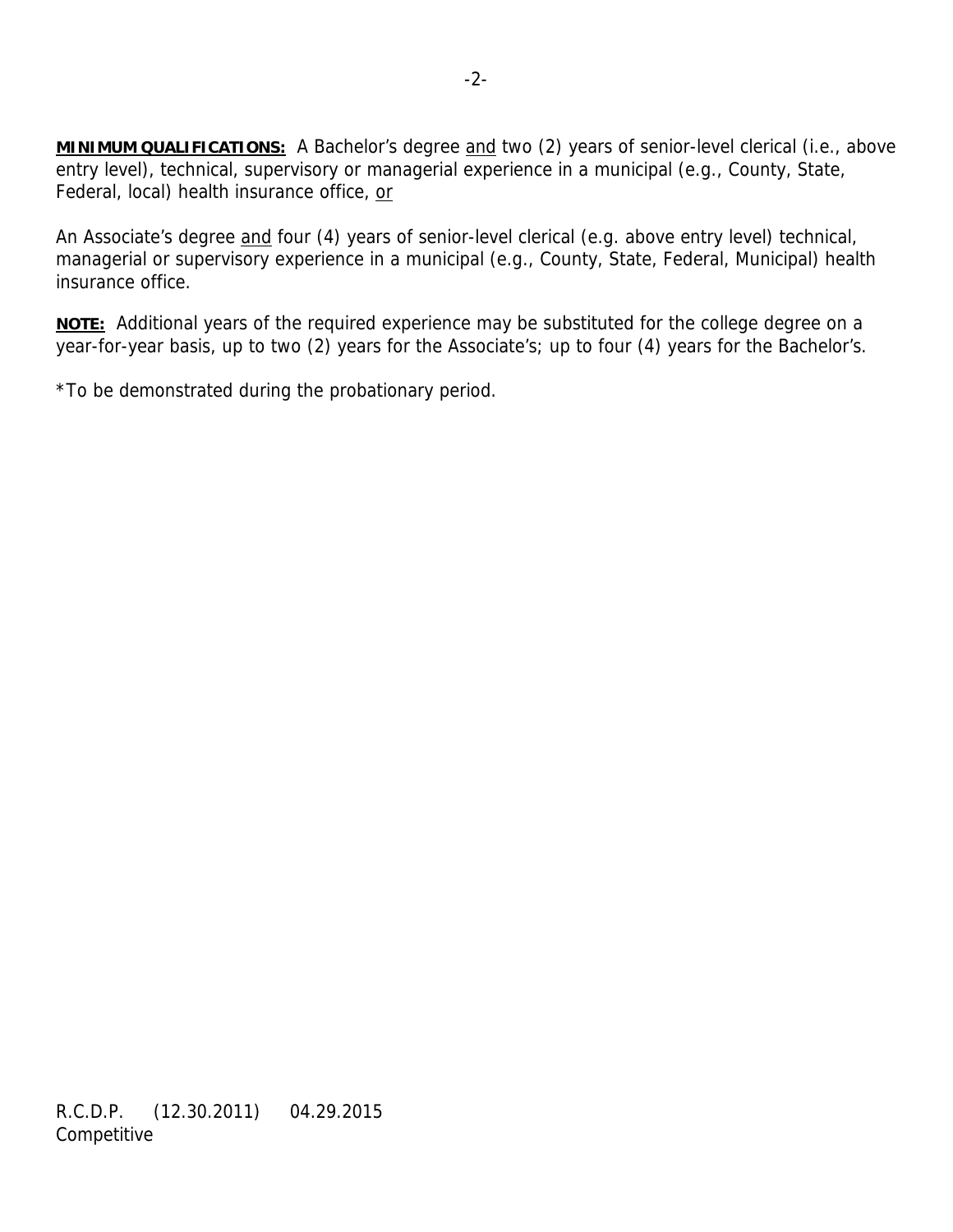**MINIMUM QUALIFICATIONS:** A Bachelor's degree <u>and</u> two (2) years of senior-level clerical (i.e., above entry level), technical, supervisory or managerial experience in a municipal (e.g., County, State, Federal, local) health insurance office, <u>or</u>

An Associate's degree <u>and</u> four (4) years of senior-level clerical (e.g. above entry level) technical, managerial or supervisory experience in a municipal (e.g., County, State, Federal, Municipal) health insurance office.

**NOTE:** Additional years of the required experience may be substituted for the college degree on a year-for-year basis, up to two (2) years for the Associate's; up to four (4) years for the Bachelor's.

*To be demonstrated during the probationary period.

R.C.D.P. (12.30.2011) 04.29.2015
Competitive